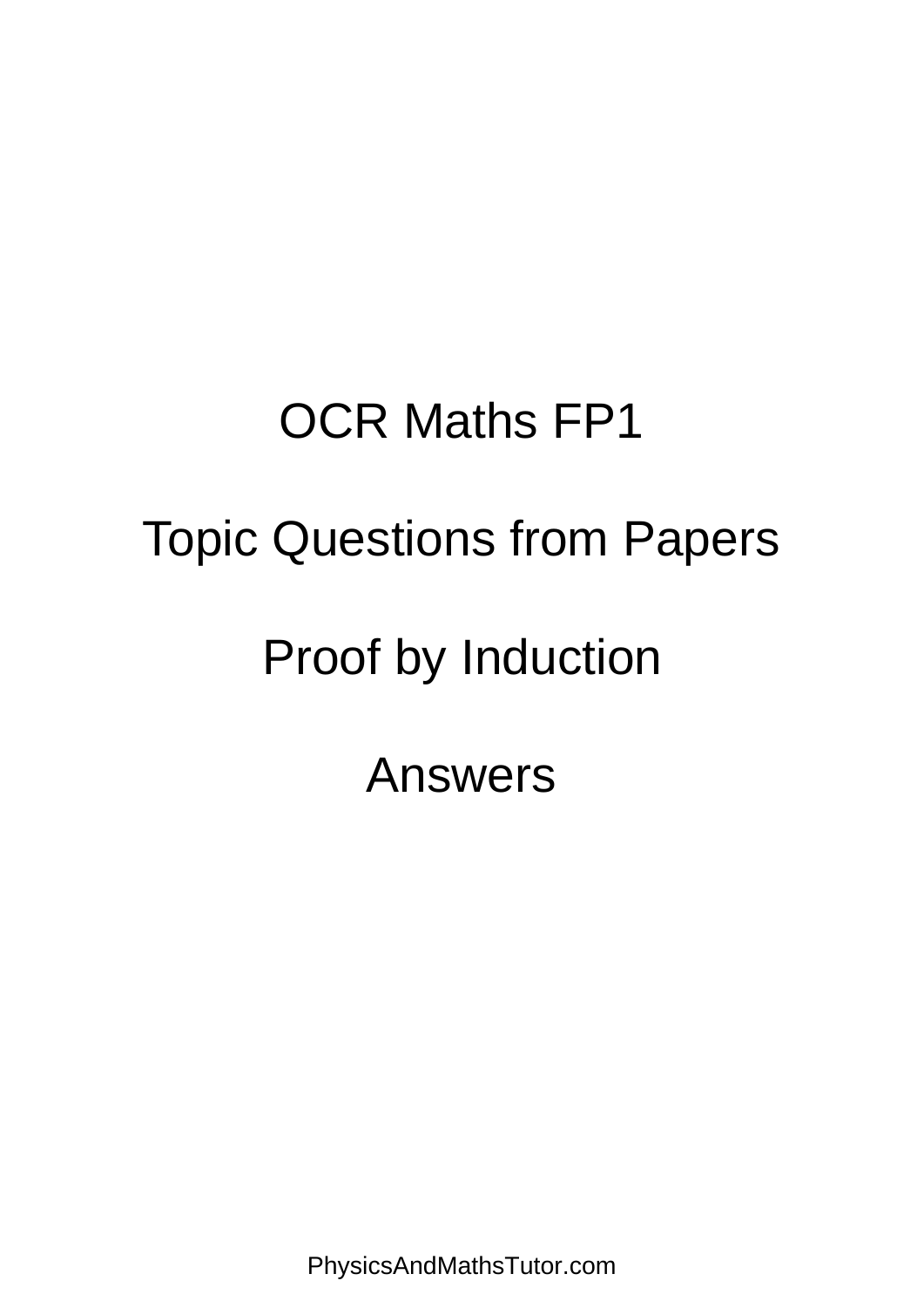# OCR Maths FP1

# Topic Questions from Papers

# Proof by Induction

# Answers

PhysicsAndMathsTutor.com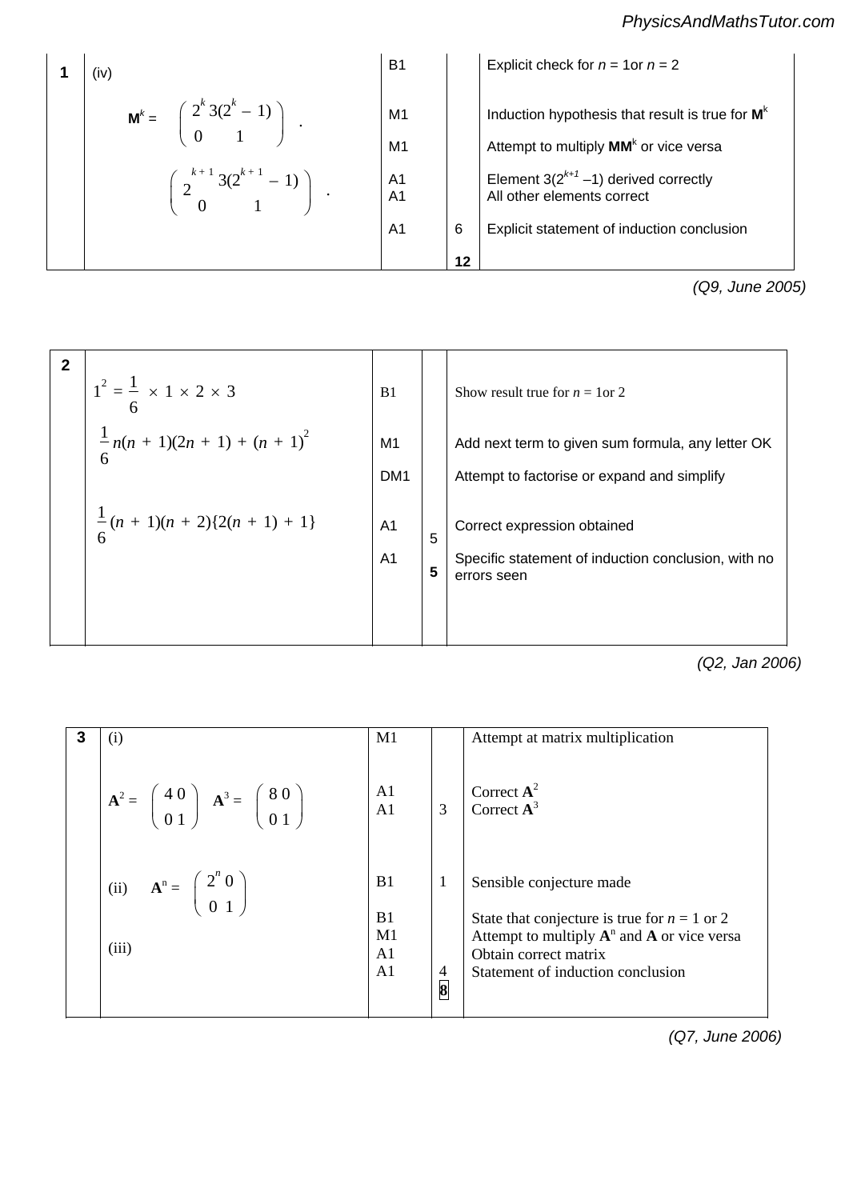| 1 | (iv) | B1 | | Explicit check for $n$ = 1or $n$ = 2 |
|---|---|---|---|---|
| | $\mathbf{M}^k = \begin{pmatrix} 2^k & 3(2^k - 1) \\ 0 & 1 \end{pmatrix}$ . | M1 | | Induction hypothesis that result is true for $\mathbf{M}^k$ |
| | | M1 | | Attempt to multiply $\mathbf{MM}^k$ or vice versa |
| | $\begin{pmatrix} 2^{k+1} & 3(2^{k+1} - 1) \\ 0 & 1 \end{pmatrix}$ . | A1 | | Element $3(2^{k+1} - 1)$ derived correctly |
| | | A1 | | All other elements correct |
| | | A1 | 6 | Explicit statement of induction conclusion |
| | | | **12** | |

*(Q9, June 2005)*

| 2 | | | | |
|---|---|---|---|---|
| | $1^2 = \frac{1}{6} \times 1 \times 2 \times 3$ | B1 | | Show result true for $n$ = 1or 2 |
| | $\frac{1}{6}n(n + 1)(2n + 1) + (n + 1)^2$ | M1 | | Add next term to given sum formula, any letter OK |
| | | DM1 | | Attempt to factorise or expand and simplify |
| | $\frac{1}{6}(n + 1)(n + 2)\{2(n + 1) + 1\}$ | A1 | 5 | Correct expression obtained |
| | | A1 | **5** | Specific statement of induction conclusion, with no errors seen |

*(Q2, Jan 2006)*

| 3 | (i) | M1 | | Attempt at matrix multiplication |
|---|---|---|---|---|
| | $\mathbf{A}^2 = \begin{pmatrix} 4 & 0 \\ 0 & 1 \end{pmatrix}$ $\mathbf{A}^3 = \begin{pmatrix} 8 & 0 \\ 0 & 1 \end{pmatrix}$ | A1 | | Correct $\mathbf{A}^2$ |
| | | A1 | 3 | Correct $\mathbf{A}^3$ |
| | (ii) $\mathbf{A}^n = \begin{pmatrix} 2^n & 0 \\ 0 & 1 \end{pmatrix}$ | B1 | 1 | Sensible conjecture made |
| | (iii) | B1 | | State that conjecture is true for $n$ = 1 or 2 |
| | | M1 | | Attempt to multiply $\mathbf{A}^n$ and $\mathbf{A}$ or vice versa |
| | | A1 | | Obtain correct matrix |
| | | A1 | 4 | Statement of induction conclusion |
| | | | **8** | |

*(Q7, June 2006)*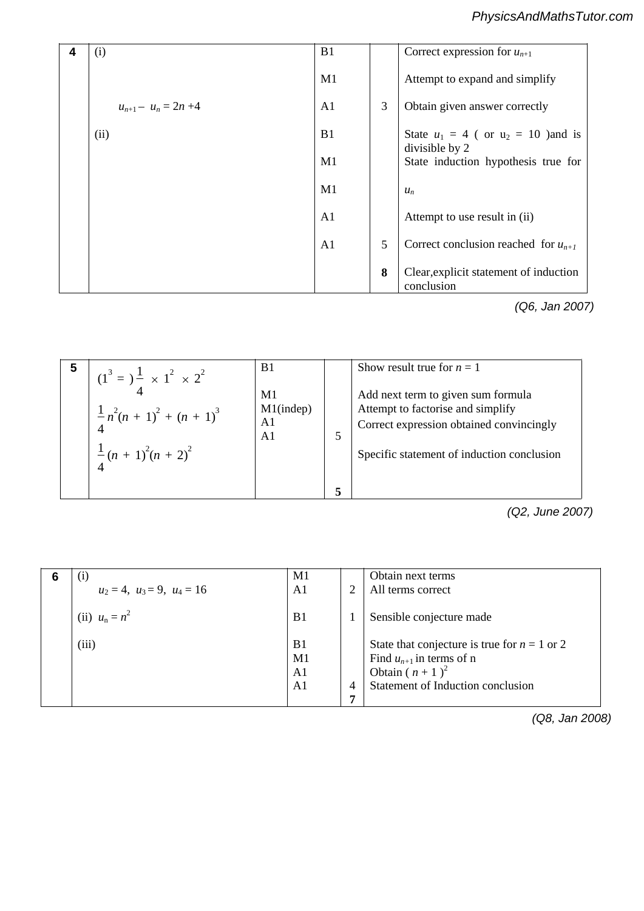| 4 | (i) | B1 | | Correct expression for $u_{n+1}$ |
|---|---|---|---|---|
| | | M1 | | Attempt to expand and simplify |
| | $u_{n+1} - u_n = 2n + 4$ | A1 | 3 | Obtain given answer correctly |
| | (ii) | B1 | | State $u_1 = 4$ ( or $u_2 = 10$ )and is divisible by 2 |
| | | M1 | | State induction hypothesis true for |
| | | M1 | | $u_n$ |
| | | A1 | | Attempt to use result in (ii) |
| | | A1 | 5 | Correct conclusion reached for $u_{n+1}$ |
| | | | **8** | Clear,explicit statement of induction conclusion |

*(Q6, Jan 2007)*

| 5 | $(1^3 = )\frac{1}{4} \times 1^2 \times 2^2$ | B1 | | Show result true for $n = 1$ |
|---|---|---|---|---|
| | $\frac{1}{4}n^2(n+1)^2 + (n+1)^3$ | M1 | | Add next term to given sum formula |
| | | M1(indep) | | Attempt to factorise and simplify |
| | | A1 | | Correct expression obtained convincingly |
| | $\frac{1}{4}(n+1)^2(n+2)^2$ | A1 | 5 | Specific statement of induction conclusion |
| | | | **5** | |

*(Q2, June 2007)*

| 6 | (i) | M1 | | Obtain next terms |
|---|---|---|---|---|
| | $u_2 = 4,\ u_3 = 9,\ u_4 = 16$ | A1 | 2 | All terms correct |
| | (ii) $u_n = n^2$ | B1 | 1 | Sensible conjecture made |
| | (iii) | B1 | | State that conjecture is true for $n = 1$ or 2 |
| | | M1 | | Find $u_{n+1}$ in terms of n |
| | | A1 | | Obtain $(n + 1)^2$ |
| | | A1 | 4 | Statement of Induction conclusion |
| | | | **7** | |

*(Q8, Jan 2008)*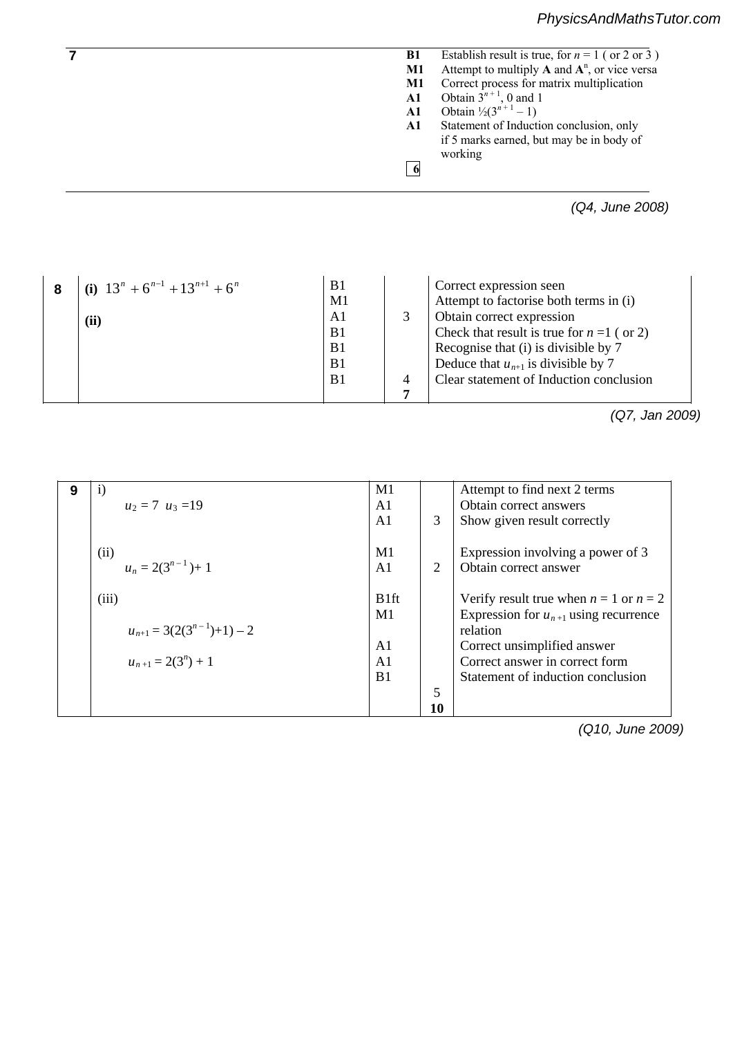| 7 | | | |
|---|---|---|---|
| | **B1** | | Establish result is true, for $n = 1$ ( or 2 or 3 ) |
| | **M1** | | Attempt to multiply **A** and $\mathbf{A}^n$, or vice versa |
| | **M1** | | Correct process for matrix multiplication |
| | **A1** | | Obtain $3^{n+1}$, 0 and 1 |
| | **A1** | | Obtain $\frac{1}{2}(3^{n+1} - 1)$ |
| | **A1** | | Statement of Induction conclusion, only if 5 marks earned, but may be in body of working |
| | | **6** | |

*(Q4, June 2008)*

| 8 | | | | |
|---|---|---|---|---|
| **(i)** $13^n + 6^{n-1} + 13^{n+1} + 6^n$ | B1 | | Correct expression seen |
| | M1 | | Attempt to factorise both terms in (i) |
| **(ii)** | A1 | 3 | Obtain correct expression |
| | B1 | | Check that result is true for $n = 1$ ( or 2) |
| | B1 | | Recognise that (i) is divisible by 7 |
| | B1 | | Deduce that $u_{n+1}$ is divisible by 7 |
| | B1 | 4 | Clear statement of Induction conclusion |
| | | **7** | |

*(Q7, Jan 2009)*

| 9 | | | | |
|---|---|---|---|---|
| i) | M1 | | Attempt to find next 2 terms |
| $u_2 = 7$ $u_3 = 19$ | A1 | | Obtain correct answers |
| | A1 | 3 | Show given result correctly |
| (ii) | M1 | | Expression involving a power of 3 |
| $u_n = 2(3^{n-1}) + 1$ | A1 | 2 | Obtain correct answer |
| (iii) | B1ft | | Verify result true when $n = 1$ or $n = 2$ |
| $u_{n+1} = 3(2(3^{n-1})+1) - 2$ | M1 | | Expression for $u_{n+1}$ using recurrence relation |
| | A1 | | Correct unsimplified answer |
| $u_{n+1} = 2(3^n) + 1$ | A1 | | Correct answer in correct form |
| | B1 | | Statement of induction conclusion |
| | | 5 | |
| | | **10** | |

*(Q10, June 2009)*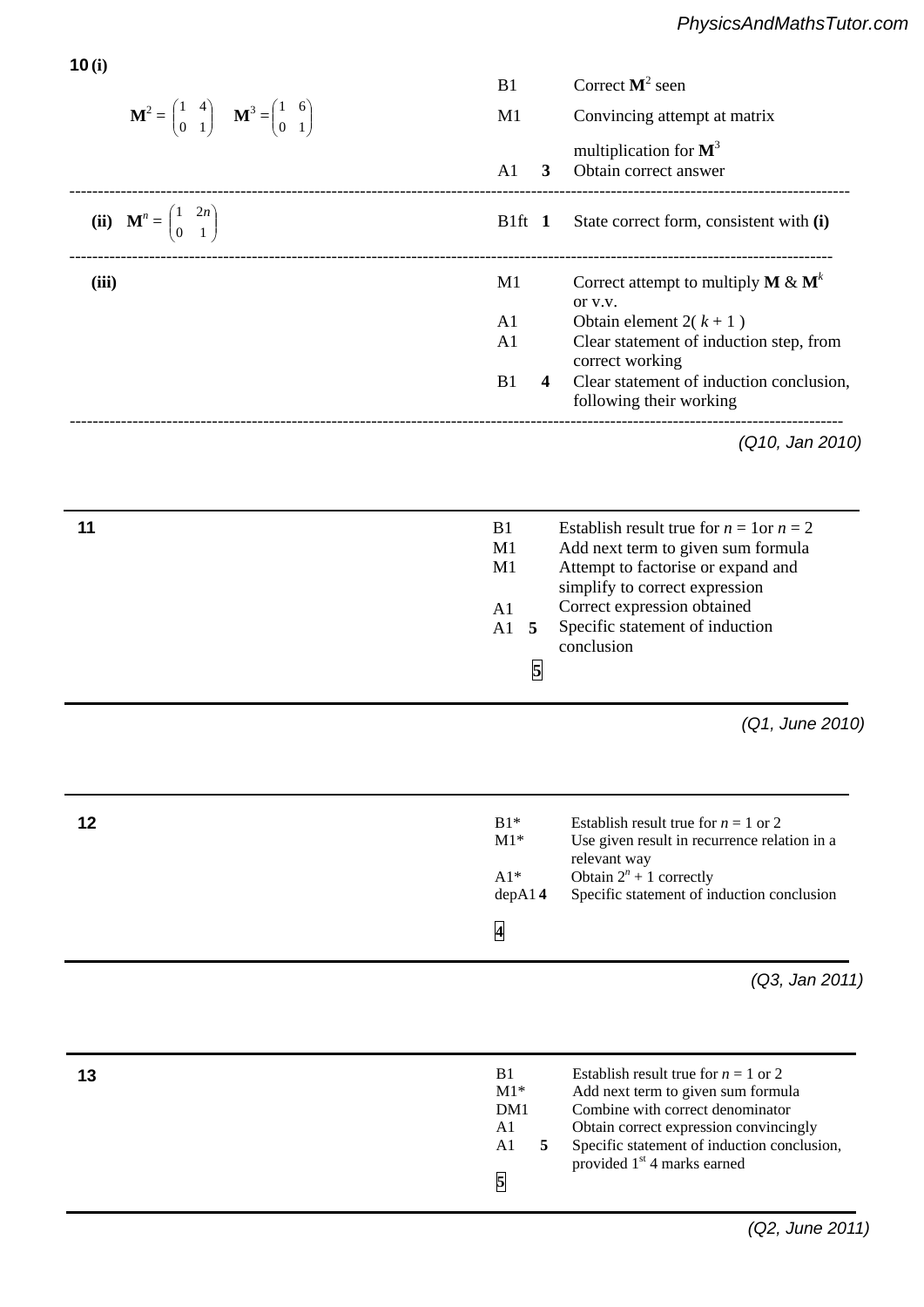| | | | |
|---|---|---|---|
| **10 (i)** $\mathbf{M}^2 = \begin{pmatrix} 1 & 4 \\ 0 & 1 \end{pmatrix}$ $\mathbf{M}^3 = \begin{pmatrix} 1 & 6 \\ 0 & 1 \end{pmatrix}$ | B1 | | Correct $\mathbf{M}^2$ seen |
| | M1 | | Convincing attempt at matrix multiplication for $\mathbf{M}^3$ |
| | A1 | **3** | Obtain correct answer |
| **(ii)** $\mathbf{M}^n = \begin{pmatrix} 1 & 2n \\ 0 & 1 \end{pmatrix}$ | B1ft | **1** | State correct form, consistent with **(i)** |
| **(iii)** | M1 | | Correct attempt to multiply $\mathbf{M}$ & $\mathbf{M}^k$ or v.v. |
| | A1 | | Obtain element $2(k + 1)$ |
| | A1 | | Clear statement of induction step, from correct working |
| | B1 | **4** | Clear statement of induction conclusion, following their working |

*(Q10, Jan 2010)*

| | | | |
|---|---|---|---|
| **11** | B1 | | Establish result true for $n = 1$ or $n = 2$ |
| | M1 | | Add next term to given sum formula |
| | M1 | | Attempt to factorise or expand and simplify to correct expression |
| | A1 | | Correct expression obtained |
| | A1 | **5** | Specific statement of induction conclusion |
| | | **5** | |

*(Q1, June 2010)*

| | | | |
|---|---|---|---|
| **12** | B1* | | Establish result true for $n = 1$ or 2 |
| | M1* | | Use given result in recurrence relation in a relevant way |
| | A1* | | Obtain $2^n + 1$ correctly |
| | depA1 | **4** | Specific statement of induction conclusion |
| | **4** | | |

*(Q3, Jan 2011)*

| | | | |
|---|---|---|---|
| **13** | B1 | | Establish result true for $n = 1$ or 2 |
| | M1* | | Add next term to given sum formula |
| | DM1 | | Combine with correct denominator |
| | A1 | | Obtain correct expression convincingly |
| | A1 | **5** | Specific statement of induction conclusion, provided 1st 4 marks earned |
| | **5** | | |

*(Q2, June 2011)*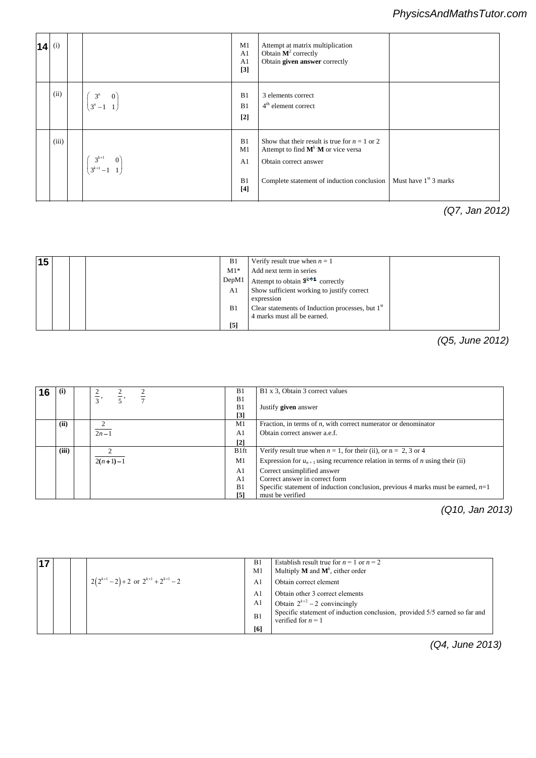| | | | | | | |
|---|---|---|---|---|---|---|
| **14** | (i) | | | M1<br>A1<br>A1<br>**[3]** | Attempt at matrix multiplication<br>Obtain $\mathbf{M}^2$ correctly<br>Obtain **given answer** correctly | |
| | (ii) | | $\begin{pmatrix} 3^n & 0 \\ 3^n - 1 & 1 \end{pmatrix}$ | B1<br>B1<br>**[2]** | 3 elements correct<br>4th element correct | |
| | (iii) | | $\begin{pmatrix} 3^{k+1} & 0 \\ 3^{k+1} - 1 & 1 \end{pmatrix}$ | B1<br>M1<br>A1<br>B1<br>**[4]** | Show that their result is true for $n = 1$ or 2<br>Attempt to find $\mathbf{M}^k\,\mathbf{M}$ or vice versa<br>Obtain correct answer<br>Complete statement of induction conclusion | Must have 1st 3 marks |

*(Q7, Jan 2012)*

| | | | | | | |
|---|---|---|---|---|---|---|
| **15** | | | | B1<br>M1*<br>DepM1<br>A1<br>B1<br>**[5]** | Verify result true when $n = 1$<br>Add next term in series<br>Attempt to obtain $3^{k+1}$ correctly<br>Show sufficient working to justify correct expression<br>Clear statements of Induction processes, but 1st 4 marks must all be earned. | |

*(Q5, June 2012)*

| | | | | | |
|---|---|---|---|---|---|
| **16** | **(i)** | | $\frac{2}{3}$, $\frac{2}{5}$, $\frac{2}{7}$ | B1<br>B1<br>B1<br>**[3]** | B1 x 3, Obtain 3 correct values<br><br>Justify **given** answer |
| | **(ii)** | | $\frac{2}{2n-1}$ | M1<br>A1<br>**[2]** | Fraction, in terms of $n$, with correct numerator or denominator<br>Obtain correct answer a.e.f. |
| | **(iii)** | | $\frac{2}{2(n+1)-1}$ | B1ft<br>M1<br>A1<br>A1<br>B1<br>**[5]** | Verify result true when $n = 1$, for their (ii), or $n = 2$, 3 or 4<br>Expression for $u_{n+1}$ using recurrence relation in terms of $n$ using their (ii)<br>Correct unsimplified answer<br>Correct answer in correct form<br>Specific statement of induction conclusion, previous 4 marks must be earned, $n$=1 must be verified |

*(Q10, Jan 2013)*

| | | | | | |
|---|---|---|---|---|---|
| **17** | | | $2\left(2^{k+1}-2\right)+2$ or $2^{k+1}+2^{k+1}-2$ | B1<br>M1<br>A1<br>A1<br>A1<br>B1<br>**[6]** | Establish result true for $n = 1$ or $n = 2$<br>Multiply $\mathbf{M}$ and $\mathbf{M}^k$, either order<br>Obtain correct element<br>Obtain other 3 correct elements<br>Obtain $2^{k+2} - 2$ convincingly<br>Specific statement of induction conclusion, provided 5/5 earned so far and verified for $n = 1$ |

*(Q4, June 2013)*